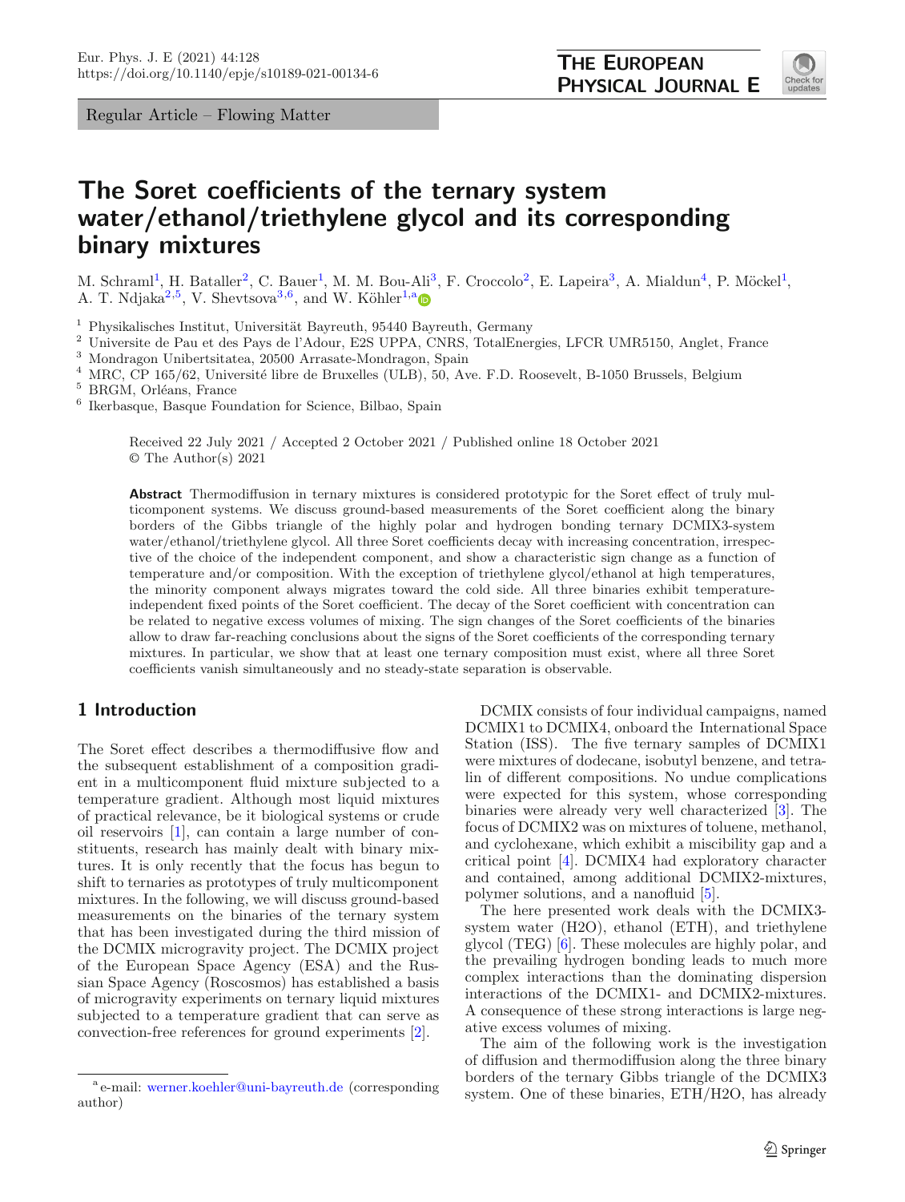Regular Article – Flowing Matter

# The Soret coefficients of the ternary system water/ethanol/triethylene glycol and its corresponding binary mixtures

M. Schraml[1], H. Bataller[2], C. Bauer[1], M. M. Bou-Ali[3], F. Croccolo[2], E. Lapeira[3], A. Mialdun[4], P. Möckel[1], A. T. Ndjaka[2,5], V. Shevtsova[3,6], and W. Köhler[1,a]

[1] Physikalisches Institut, Universität Bayreuth, 95440 Bayreuth, Germany
[2] Universite de Pau et des Pays de l'Adour, E2S UPPA, CNRS, TotalEnergies, LFCR UMR5150, Anglet, France
[3] Mondragon Unibertsitatea, 20500 Arrasate-Mondragon, Spain
[4] MRC, CP 165/62, Université libre de Bruxelles (ULB), 50, Ave. F.D. Roosevelt, B-1050 Brussels, Belgium
[5] BRGM, Orléans, France
[6] Ikerbasque, Basque Foundation for Science, Bilbao, Spain

Received 22 July 2021 / Accepted 2 October 2021 / Published online 18 October 2021
© The Author(s) 2021

**Abstract** Thermodiffusion in ternary mixtures is considered prototypic for the Soret effect of truly multicomponent systems. We discuss ground-based measurements of the Soret coefficient along the binary borders of the Gibbs triangle of the highly polar and hydrogen bonding ternary DCMIX3-system water/ethanol/triethylene glycol. All three Soret coefficients decay with increasing concentration, irrespective of the choice of the independent component, and show a characteristic sign change as a function of temperature and/or composition. With the exception of triethylene glycol/ethanol at high temperatures, the minority component always migrates toward the cold side. All three binaries exhibit temperature-independent fixed points of the Soret coefficient. The decay of the Soret coefficient with concentration can be related to negative excess volumes of mixing. The sign changes of the Soret coefficients of the binaries allow to draw far-reaching conclusions about the signs of the Soret coefficients of the corresponding ternary mixtures. In particular, we show that at least one ternary composition must exist, where all three Soret coefficients vanish simultaneously and no steady-state separation is observable.

## 1 Introduction

The Soret effect describes a thermodiffusive flow and the subsequent establishment of a composition gradient in a multicomponent fluid mixture subjected to a temperature gradient. Although most liquid mixtures of practical relevance, be it biological systems or crude oil reservoirs [1], can contain a large number of constituents, research has mainly dealt with binary mixtures. It is only recently that the focus has begun to shift to ternaries as prototypes of truly multicomponent mixtures. In the following, we will discuss ground-based measurements on the binaries of the ternary system that has been investigated during the third mission of the DCMIX microgravity project. The DCMIX project of the European Space Agency (ESA) and the Russian Space Agency (Roscosmos) has established a basis of microgravity experiments on ternary liquid mixtures subjected to a temperature gradient that can serve as convection-free references for ground experiments [2].

DCMIX consists of four individual campaigns, named DCMIX1 to DCMIX4, onboard the International Space Station (ISS). The five ternary samples of DCMIX1 were mixtures of dodecane, isobutyl benzene, and tetralin of different compositions. No undue complications were expected for this system, whose corresponding binaries were already very well characterized [3]. The focus of DCMIX2 was on mixtures of toluene, methanol, and cyclohexane, which exhibit a miscibility gap and a critical point [4]. DCMIX4 had exploratory character and contained, among additional DCMIX2-mixtures, polymer solutions, and a nanofluid [5].

The here presented work deals with the DCMIX3-system water (H2O), ethanol (ETH), and triethylene glycol (TEG) [6]. These molecules are highly polar, and the prevailing hydrogen bonding leads to much more complex interactions than the dominating dispersion interactions of the DCMIX1- and DCMIX2-mixtures. A consequence of these strong interactions is large negative excess volumes of mixing.

The aim of the following work is the investigation of diffusion and thermodiffusion along the three binary borders of the ternary Gibbs triangle of the DCMIX3 system. One of these binaries, ETH/H2O, has already

[a] e-mail: werner.koehler@uni-bayreuth.de (corresponding author)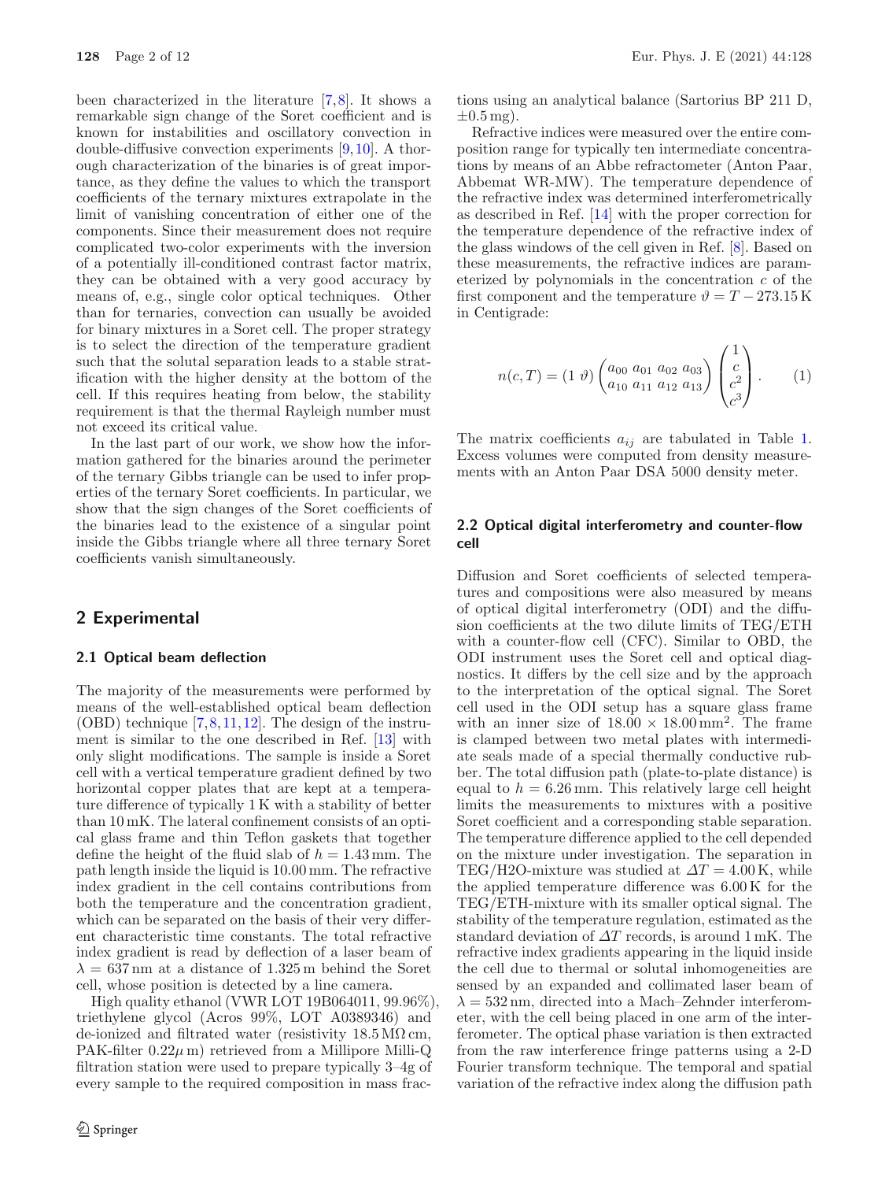been characterized in the literature [7,8]. It shows a remarkable sign change of the Soret coefficient and is known for instabilities and oscillatory convection in double-diffusive convection experiments [9,10]. A thorough characterization of the binaries is of great importance, as they define the values to which the transport coefficients of the ternary mixtures extrapolate in the limit of vanishing concentration of either one of the components. Since their measurement does not require complicated two-color experiments with the inversion of a potentially ill-conditioned contrast factor matrix, they can be obtained with a very good accuracy by means of, e.g., single color optical techniques. Other than for ternaries, convection can usually be avoided for binary mixtures in a Soret cell. The proper strategy is to select the direction of the temperature gradient such that the solutal separation leads to a stable stratification with the higher density at the bottom of the cell. If this requires heating from below, the stability requirement is that the thermal Rayleigh number must not exceed its critical value.

In the last part of our work, we show how the information gathered for the binaries around the perimeter of the ternary Gibbs triangle can be used to infer properties of the ternary Soret coefficients. In particular, we show that the sign changes of the Soret coefficients of the binaries lead to the existence of a singular point inside the Gibbs triangle where all three ternary Soret coefficients vanish simultaneously.

## 2 Experimental

### 2.1 Optical beam deflection

The majority of the measurements were performed by means of the well-established optical beam deflection (OBD) technique [7,8,11,12]. The design of the instrument is similar to the one described in Ref. [13] with only slight modifications. The sample is inside a Soret cell with a vertical temperature gradient defined by two horizontal copper plates that are kept at a temperature difference of typically 1 K with a stability of better than 10 mK. The lateral confinement consists of an optical glass frame and thin Teflon gaskets that together define the height of the fluid slab of $h = 1.43$ mm. The path length inside the liquid is 10.00 mm. The refractive index gradient in the cell contains contributions from both the temperature and the concentration gradient, which can be separated on the basis of their very different characteristic time constants. The total refractive index gradient is read by deflection of a laser beam of $\lambda = 637$ nm at a distance of 1.325 m behind the Soret cell, whose position is detected by a line camera.

High quality ethanol (VWR LOT 19B064011, 99.96%), triethylene glycol (Acros 99%, LOT A0389346) and de-ionized and filtrated water (resistivity 18.5 M$\Omega$ cm, PAK-filter 0.22$\mu$ m) retrieved from a Millipore Milli-Q filtration station were used to prepare typically 3–4g of every sample to the required composition in mass fractions using an analytical balance (Sartorius BP 211 D, $\pm 0.5$ mg).

Refractive indices were measured over the entire composition range for typically ten intermediate concentrations by means of an Abbe refractometer (Anton Paar, Abbemat WR-MW). The temperature dependence of the refractive index was determined interferometrically as described in Ref. [14] with the proper correction for the temperature dependence of the refractive index of the glass windows of the cell given in Ref. [8]. Based on these measurements, the refractive indices are parameterized by polynomials in the concentration $c$ of the first component and the temperature $\vartheta = T - 273.15$ K in Centigrade:

$$n(c,T) = (1\ \vartheta) \begin{pmatrix} a_{00} & a_{01} & a_{02} & a_{03} \\ a_{10} & a_{11} & a_{12} & a_{13} \end{pmatrix} \begin{pmatrix} 1 \\ c \\ c^2 \\ c^3 \end{pmatrix}. \qquad (1)$$

The matrix coefficients $a_{ij}$ are tabulated in Table 1. Excess volumes were computed from density measurements with an Anton Paar DSA 5000 density meter.

### 2.2 Optical digital interferometry and counter-flow cell

Diffusion and Soret coefficients of selected temperatures and compositions were also measured by means of optical digital interferometry (ODI) and the diffusion coefficients at the two dilute limits of TEG/ETH with a counter-flow cell (CFC). Similar to OBD, the ODI instrument uses the Soret cell and optical diagnostics. It differs by the cell size and by the approach to the interpretation of the optical signal. The Soret cell used in the ODI setup has a square glass frame with an inner size of $18.00 \times 18.00\,\text{mm}^2$. The frame is clamped between two metal plates with intermediate seals made of a special thermally conductive rubber. The total diffusion path (plate-to-plate distance) is equal to $h = 6.26$ mm. This relatively large cell height limits the measurements to mixtures with a positive Soret coefficient and a corresponding stable separation. The temperature difference applied to the cell depended on the mixture under investigation. The separation in TEG/H2O-mixture was studied at $\Delta T = 4.00$ K, while the applied temperature difference was 6.00 K for the TEG/ETH-mixture with its smaller optical signal. The stability of the temperature regulation, estimated as the standard deviation of $\Delta T$ records, is around 1 mK. The refractive index gradients appearing in the liquid inside the cell due to thermal or solutal inhomogeneities are sensed by an expanded and collimated laser beam of $\lambda = 532$ nm, directed into a Mach–Zehnder interferometer, with the cell being placed in one arm of the interferometer. The optical phase variation is then extracted from the raw interference fringe patterns using a 2-D Fourier transform technique. The temporal and spatial variation of the refractive index along the diffusion path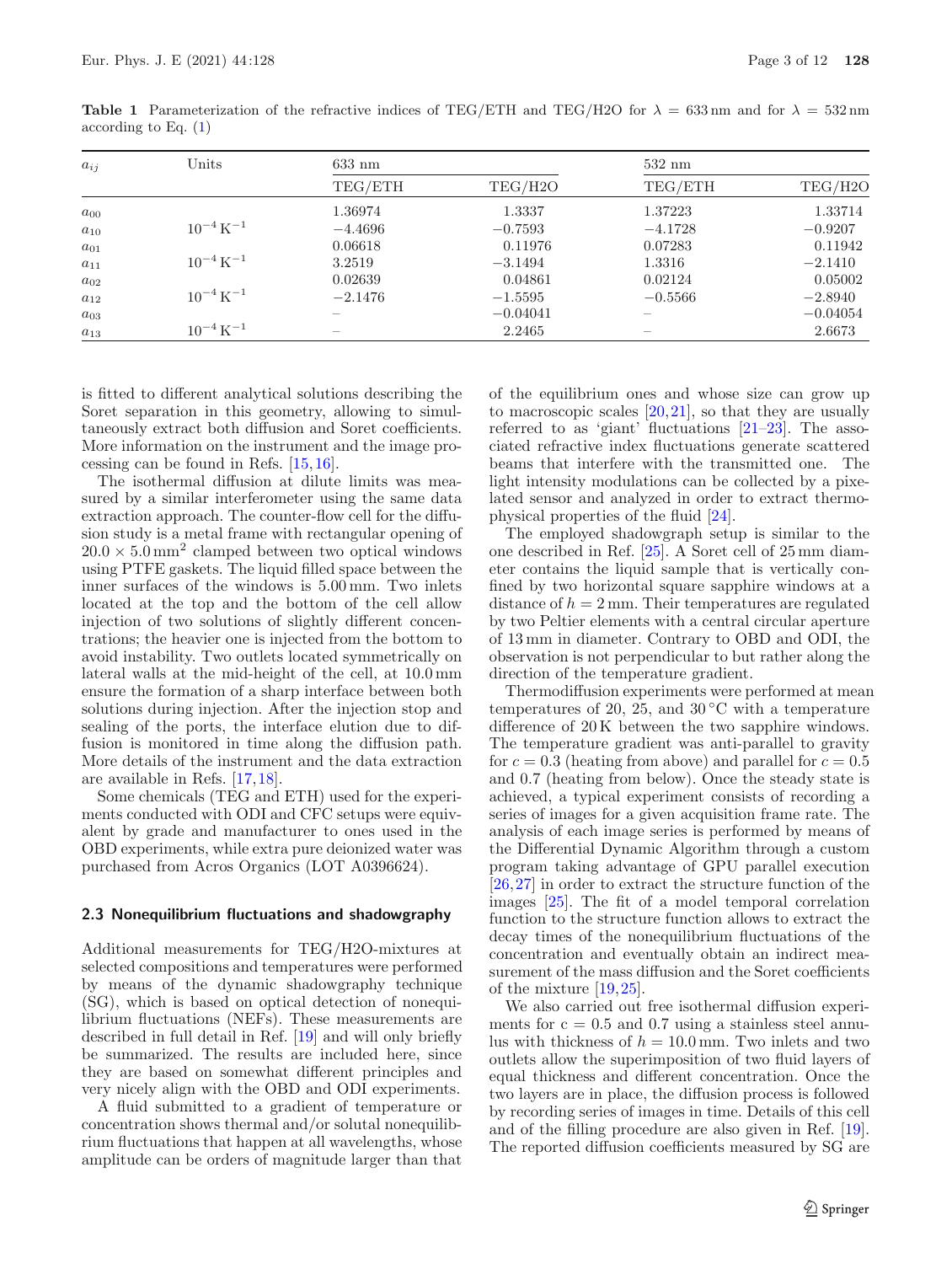**Table 1** Parameterization of the refractive indices of TEG/ETH and TEG/H2O for $\lambda = 633$ nm and for $\lambda = 532$ nm according to Eq. (1)

| $a_{ij}$ | Units | 633 nm | | 532 nm | |
|---|---|---|---|---|---|
| | | TEG/ETH | TEG/H2O | TEG/ETH | TEG/H2O |
| $a_{00}$ | | 1.36974 | 1.3337 | 1.37223 | 1.33714 |
| $a_{10}$ | $10^{-4}\,\mathrm{K}^{-1}$ | −4.4696 | −0.7593 | −4.1728 | −0.9207 |
| $a_{01}$ | | 0.06618 | 0.11976 | 0.07283 | 0.11942 |
| $a_{11}$ | $10^{-4}\,\mathrm{K}^{-1}$ | 3.2519 | −3.1494 | 1.3316 | −2.1410 |
| $a_{02}$ | | 0.02639 | 0.04861 | 0.02124 | 0.05002 |
| $a_{12}$ | $10^{-4}\,\mathrm{K}^{-1}$ | −2.1476 | −1.5595 | −0.5566 | −2.8940 |
| $a_{03}$ | | – | −0.04041 | – | −0.04054 |
| $a_{13}$ | $10^{-4}\,\mathrm{K}^{-1}$ | – | 2.2465 | – | 2.6673 |

is fitted to different analytical solutions describing the Soret separation in this geometry, allowing to simultaneously extract both diffusion and Soret coefficients. More information on the instrument and the image processing can be found in Refs. [15,16].

The isothermal diffusion at dilute limits was measured by a similar interferometer using the same data extraction approach. The counter-flow cell for the diffusion study is a metal frame with rectangular opening of $20.0 \times 5.0\,\mathrm{mm}^2$ clamped between two optical windows using PTFE gaskets. The liquid filled space between the inner surfaces of the windows is 5.00 mm. Two inlets located at the top and the bottom of the cell allow injection of two solutions of slightly different concentrations; the heavier one is injected from the bottom to avoid instability. Two outlets located symmetrically on lateral walls at the mid-height of the cell, at 10.0 mm ensure the formation of a sharp interface between both solutions during injection. After the injection stop and sealing of the ports, the interface elution due to diffusion is monitored in time along the diffusion path. More details of the instrument and the data extraction are available in Refs. [17,18].

Some chemicals (TEG and ETH) used for the experiments conducted with ODI and CFC setups were equivalent by grade and manufacturer to ones used in the OBD experiments, while extra pure deionized water was purchased from Acros Organics (LOT A0396624).

### 2.3 Nonequilibrium fluctuations and shadowgraphy

Additional measurements for TEG/H2O-mixtures at selected compositions and temperatures were performed by means of the dynamic shadowgraphy technique (SG), which is based on optical detection of nonequilibrium fluctuations (NEFs). These measurements are described in full detail in Ref. [19] and will only briefly be summarized. The results are included here, since they are based on somewhat different principles and very nicely align with the OBD and ODI experiments.

A fluid submitted to a gradient of temperature or concentration shows thermal and/or solutal nonequilibrium fluctuations that happen at all wavelengths, whose amplitude can be orders of magnitude larger than that of the equilibrium ones and whose size can grow up to macroscopic scales [20,21], so that they are usually referred to as 'giant' fluctuations [21–23]. The associated refractive index fluctuations generate scattered beams that interfere with the transmitted one. The light intensity modulations can be collected by a pixelated sensor and analyzed in order to extract thermophysical properties of the fluid [24].

The employed shadowgraph setup is similar to the one described in Ref. [25]. A Soret cell of 25 mm diameter contains the liquid sample that is vertically confined by two horizontal square sapphire windows at a distance of $h = 2$ mm. Their temperatures are regulated by two Peltier elements with a central circular aperture of 13 mm in diameter. Contrary to OBD and ODI, the observation is not perpendicular to but rather along the direction of the temperature gradient.

Thermodiffusion experiments were performed at mean temperatures of 20, 25, and 30 °C with a temperature difference of 20 K between the two sapphire windows. The temperature gradient was anti-parallel to gravity for $c = 0.3$ (heating from above) and parallel for $c = 0.5$ and 0.7 (heating from below). Once the steady state is achieved, a typical experiment consists of recording a series of images for a given acquisition frame rate. The analysis of each image series is performed by means of the Differential Dynamic Algorithm through a custom program taking advantage of GPU parallel execution [26,27] in order to extract the structure function of the images [25]. The fit of a model temporal correlation function to the structure function allows to extract the decay times of the nonequilibrium fluctuations of the concentration and eventually obtain an indirect measurement of the mass diffusion and the Soret coefficients of the mixture [19,25].

We also carried out free isothermal diffusion experiments for c = 0.5 and 0.7 using a stainless steel annulus with thickness of $h = 10.0$ mm. Two inlets and two outlets allow the superimposition of two fluid layers of equal thickness and different concentration. Once the two layers are in place, the diffusion process is followed by recording series of images in time. Details of this cell and of the filling procedure are also given in Ref. [19]. The reported diffusion coefficients measured by SG are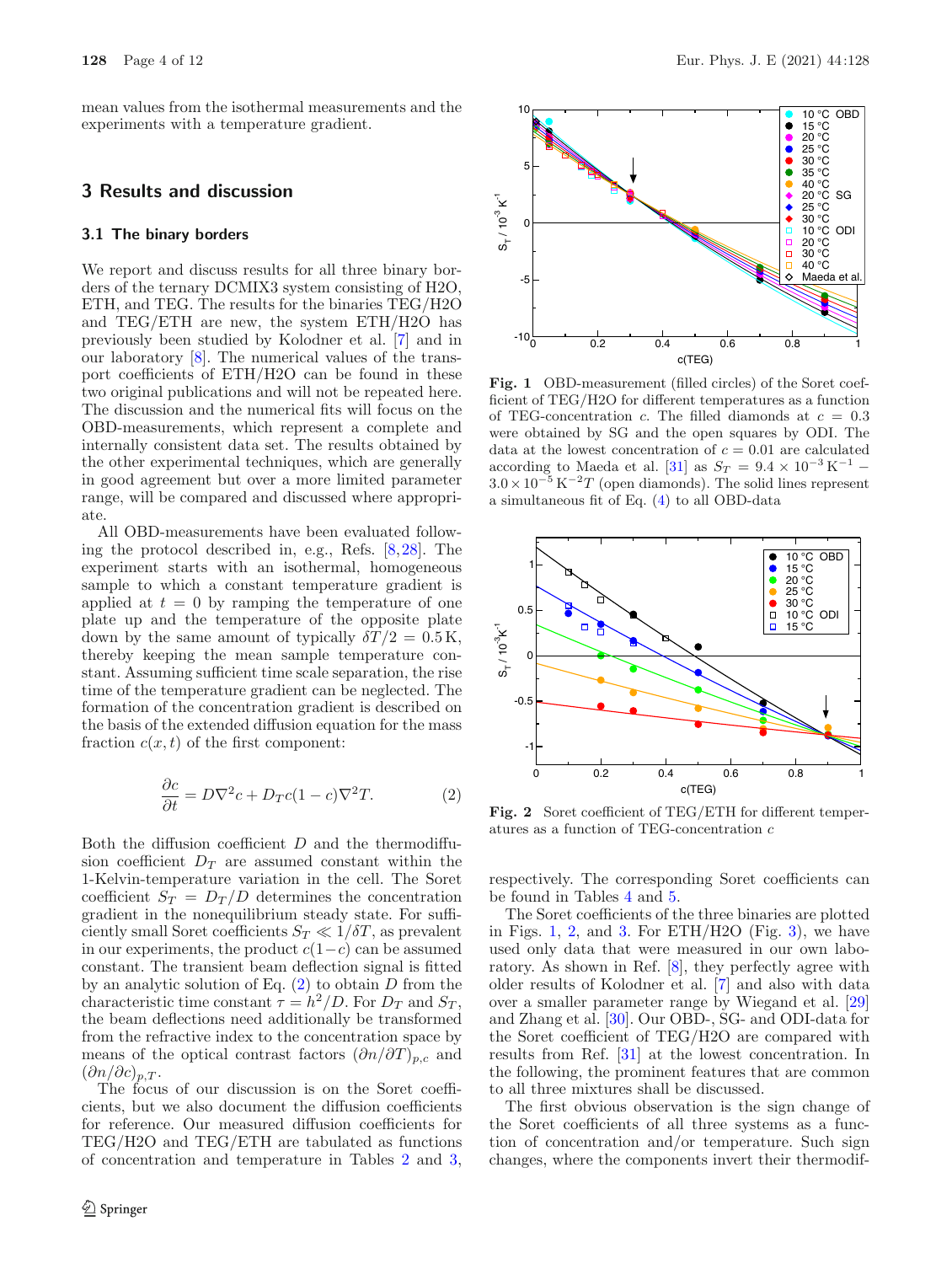mean values from the isothermal measurements and the experiments with a temperature gradient.

## 3 Results and discussion

### 3.1 The binary borders

We report and discuss results for all three binary borders of the ternary DCMIX3 system consisting of H2O, ETH, and TEG. The results for the binaries TEG/H2O and TEG/ETH are new, the system ETH/H2O has previously been studied by Kolodner et al. [7] and in our laboratory [8]. The numerical values of the transport coefficients of ETH/H2O can be found in these two original publications and will not be repeated here. The discussion and the numerical fits will focus on the OBD-measurements, which represent a complete and internally consistent data set. The results obtained by the other experimental techniques, which are generally in good agreement but over a more limited parameter range, will be compared and discussed where appropriate.

All OBD-measurements have been evaluated following the protocol described in, e.g., Refs. [8,28]. The experiment starts with an isothermal, homogeneous sample to which a constant temperature gradient is applied at $t = 0$ by ramping the temperature of one plate up and the temperature of the opposite plate down by the same amount of typically $\delta T/2 = 0.5\,\mathrm{K}$, thereby keeping the mean sample temperature constant. Assuming sufficient time scale separation, the rise time of the temperature gradient can be neglected. The formation of the concentration gradient is described on the basis of the extended diffusion equation for the mass fraction $c(x,t)$ of the first component:

$$\frac{\partial c}{\partial t} = D\nabla^2 c + D_T c(1-c)\nabla^2 T. \tag{2}$$

Both the diffusion coefficient $D$ and the thermodiffusion coefficient $D_T$ are assumed constant within the 1-Kelvin-temperature variation in the cell. The Soret coefficient $S_T = D_T/D$ determines the concentration gradient in the nonequilibrium steady state. For sufficiently small Soret coefficients $S_T \ll 1/\delta T$, as prevalent in our experiments, the product $c(1-c)$ can be assumed constant. The transient beam deflection signal is fitted by an analytic solution of Eq. (2) to obtain $D$ from the characteristic time constant $\tau = h^2/D$. For $D_T$ and $S_T$, the beam deflections need additionally be transformed from the refractive index to the concentration space by means of the optical contrast factors $(\partial n/\partial T)_{p,c}$ and $(\partial n/\partial c)_{p,T}$.

The focus of our discussion is on the Soret coefficients, but we also document the diffusion coefficients for reference. Our measured diffusion coefficients for TEG/H2O and TEG/ETH are tabulated as functions of concentration and temperature in Tables 2 and 3, respectively. The corresponding Soret coefficients can be found in Tables 4 and 5.

**Fig. 1** OBD-measurement (filled circles) of the Soret coefficient of TEG/H2O for different temperatures as a function of TEG-concentration $c$. The filled diamonds at $c = 0.3$ were obtained by SG and the open squares by ODI. The data at the lowest concentration of $c = 0.01$ are calculated according to Maeda et al. [31] as $S_T = 9.4 \times 10^{-3}\,\mathrm{K}^{-1} - 3.0 \times 10^{-5}\,\mathrm{K}^{-2} T$ (open diamonds). The solid lines represent a simultaneous fit of Eq. (4) to all OBD-data

**Fig. 2** Soret coefficient of TEG/ETH for different temperatures as a function of TEG-concentration $c$

The Soret coefficients of the three binaries are plotted in Figs. 1, 2, and 3. For ETH/H2O (Fig. 3), we have used only data that were measured in our own laboratory. As shown in Ref. [8], they perfectly agree with older results of Kolodner et al. [7] and also with data over a smaller parameter range by Wiegand et al. [29] and Zhang et al. [30]. Our OBD-, SG- and ODI-data for the Soret coefficient of TEG/H2O are compared with results from Ref. [31] at the lowest concentration. In the following, the prominent features that are common to all three mixtures shall be discussed.

The first obvious observation is the sign change of the Soret coefficients of all three systems as a function of concentration and/or temperature. Such sign changes, where the components invert their thermodif-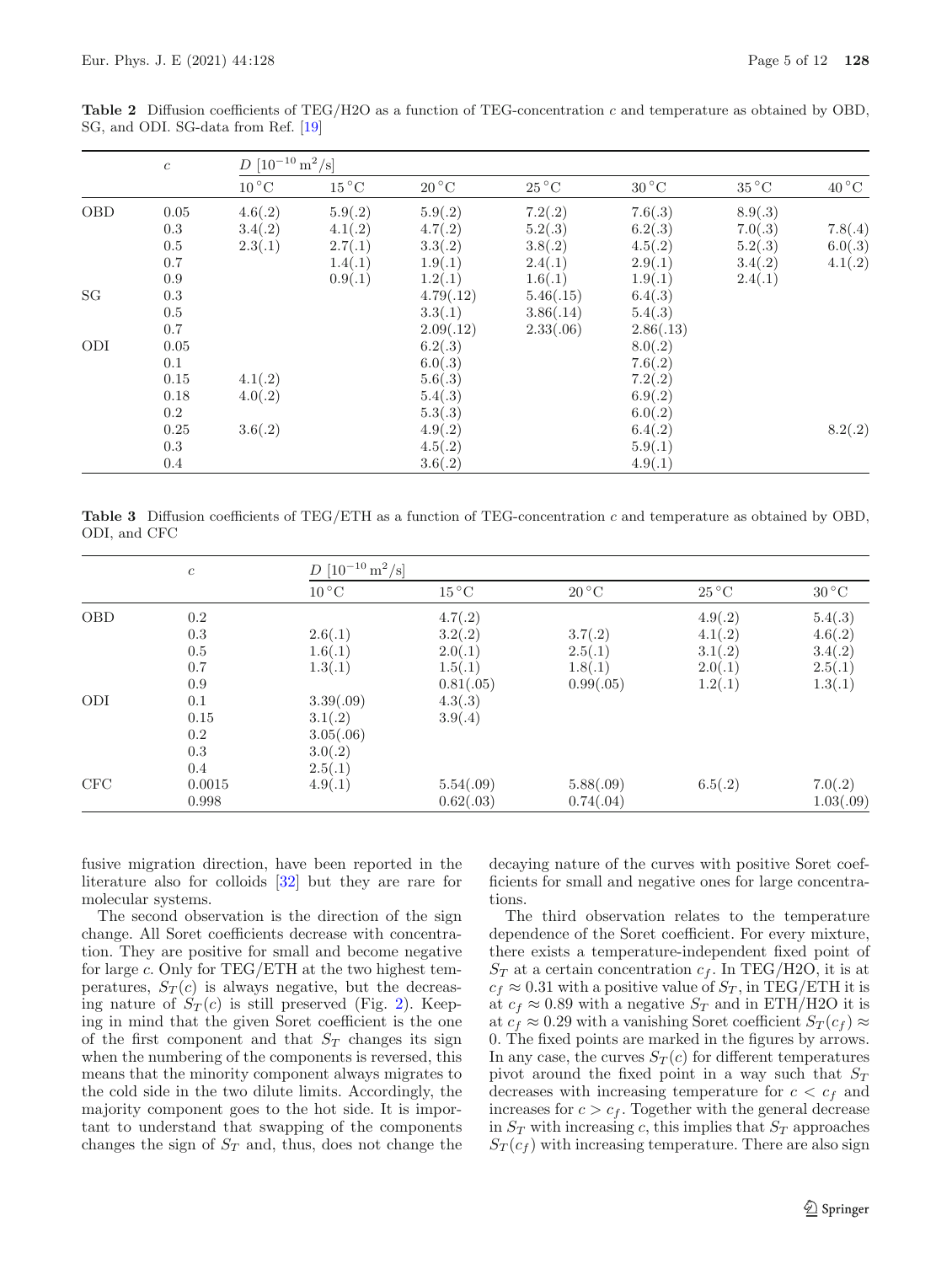**Table 2** Diffusion coefficients of TEG/H2O as a function of TEG-concentration $c$ and temperature as obtained by OBD, SG, and ODI. SG-data from Ref. [19]

| | $c$ | $D$ $[10^{-10}\,\mathrm{m}^2/\mathrm{s}]$ | | | | | | |
|---|---|---|---|---|---|---|---|---|
| | | $10\,^\circ$C | $15\,^\circ$C | $20\,^\circ$C | $25\,^\circ$C | $30\,^\circ$C | $35\,^\circ$C | $40\,^\circ$C |
| OBD | 0.05 | 4.6(.2) | 5.9(.2) | 5.9(.2) | 7.2(.2) | 7.6(.3) | 8.9(.3) | |
| | 0.3 | 3.4(.2) | 4.1(.2) | 4.7(.2) | 5.2(.3) | 6.2(.3) | 7.0(.3) | 7.8(.4) |
| | 0.5 | 2.3(.1) | 2.7(.1) | 3.3(.2) | 3.8(.2) | 4.5(.2) | 5.2(.3) | 6.0(.3) |
| | 0.7 | | 1.4(.1) | 1.9(.1) | 2.4(.1) | 2.9(.1) | 3.4(.2) | 4.1(.2) |
| | 0.9 | | 0.9(.1) | 1.2(.1) | 1.6(.1) | 1.9(.1) | 2.4(.1) | |
| SG | 0.3 | | | 4.79(.12) | 5.46(.15) | 6.4(.3) | | |
| | 0.5 | | | 3.3(.1) | 3.86(.14) | 5.4(.3) | | |
| | 0.7 | | | 2.09(.12) | 2.33(.06) | 2.86(.13) | | |
| ODI | 0.05 | | | 6.2(.3) | | 8.0(.2) | | |
| | 0.1 | | | 6.0(.3) | | 7.6(.2) | | |
| | 0.15 | 4.1(.2) | | 5.6(.3) | | 7.2(.2) | | |
| | 0.18 | 4.0(.2) | | 5.4(.3) | | 6.9(.2) | | |
| | 0.2 | | | 5.3(.3) | | 6.0(.2) | | |
| | 0.25 | 3.6(.2) | | 4.9(.2) | | 6.4(.2) | | 8.2(.2) |
| | 0.3 | | | 4.5(.2) | | 5.9(.1) | | |
| | 0.4 | | | 3.6(.2) | | 4.9(.1) | | |

**Table 3** Diffusion coefficients of TEG/ETH as a function of TEG-concentration $c$ and temperature as obtained by OBD, ODI, and CFC

| | $c$ | $D$ $[10^{-10}\,\mathrm{m}^2/\mathrm{s}]$ | | | | |
|---|---|---|---|---|---|---|
| | | $10\,^\circ$C | $15\,^\circ$C | $20\,^\circ$C | $25\,^\circ$C | $30\,^\circ$C |
| OBD | 0.2 | | 4.7(.2) | | 4.9(.2) | 5.4(.3) |
| | 0.3 | 2.6(.1) | 3.2(.2) | 3.7(.2) | 4.1(.2) | 4.6(.2) |
| | 0.5 | 1.6(.1) | 2.0(.1) | 2.5(.1) | 3.1(.2) | 3.4(.2) |
| | 0.7 | 1.3(.1) | 1.5(.1) | 1.8(.1) | 2.0(.1) | 2.5(.1) |
| | 0.9 | | 0.81(.05) | 0.99(.05) | 1.2(.1) | 1.3(.1) |
| ODI | 0.1 | 3.39(.09) | 4.3(.3) | | | |
| | 0.15 | 3.1(.2) | 3.9(.4) | | | |
| | 0.2 | 3.05(.06) | | | | |
| | 0.3 | 3.0(.2) | | | | |
| | 0.4 | 2.5(.1) | | | | |
| CFC | 0.0015 | 4.9(.1) | 5.54(.09) | 5.88(.09) | 6.5(.2) | 7.0(.2) |
| | 0.998 | | 0.62(.03) | 0.74(.04) | | 1.03(.09) |

fusive migration direction, have been reported in the literature also for colloids [32] but they are rare for molecular systems.

The second observation is the direction of the sign change. All Soret coefficients decrease with concentration. They are positive for small and become negative for large $c$. Only for TEG/ETH at the two highest temperatures, $S_T(c)$ is always negative, but the decreasing nature of $S_T(c)$ is still preserved (Fig. 2). Keeping in mind that the given Soret coefficient is the one of the first component and that $S_T$ changes its sign when the numbering of the components is reversed, this means that the minority component always migrates to the cold side in the two dilute limits. Accordingly, the majority component goes to the hot side. It is important to understand that swapping of the components changes the sign of $S_T$ and, thus, does not change the decaying nature of the curves with positive Soret coefficients for small and negative ones for large concentrations.

The third observation relates to the temperature dependence of the Soret coefficient. For every mixture, there exists a temperature-independent fixed point of $S_T$ at a certain concentration $c_f$. In TEG/H2O, it is at $c_f \approx 0.31$ with a positive value of $S_T$, in TEG/ETH it is at $c_f \approx 0.89$ with a negative $S_T$ and in ETH/H2O it is at $c_f \approx 0.29$ with a vanishing Soret coefficient $S_T(c_f) \approx 0$. The fixed points are marked in the figures by arrows. In any case, the curves $S_T(c)$ for different temperatures pivot around the fixed point in a way such that $S_T$ decreases with increasing temperature for $c < c_f$ and increases for $c > c_f$. Together with the general decrease in $S_T$ with increasing $c$, this implies that $S_T$ approaches $S_T(c_f)$ with increasing temperature. There are also sign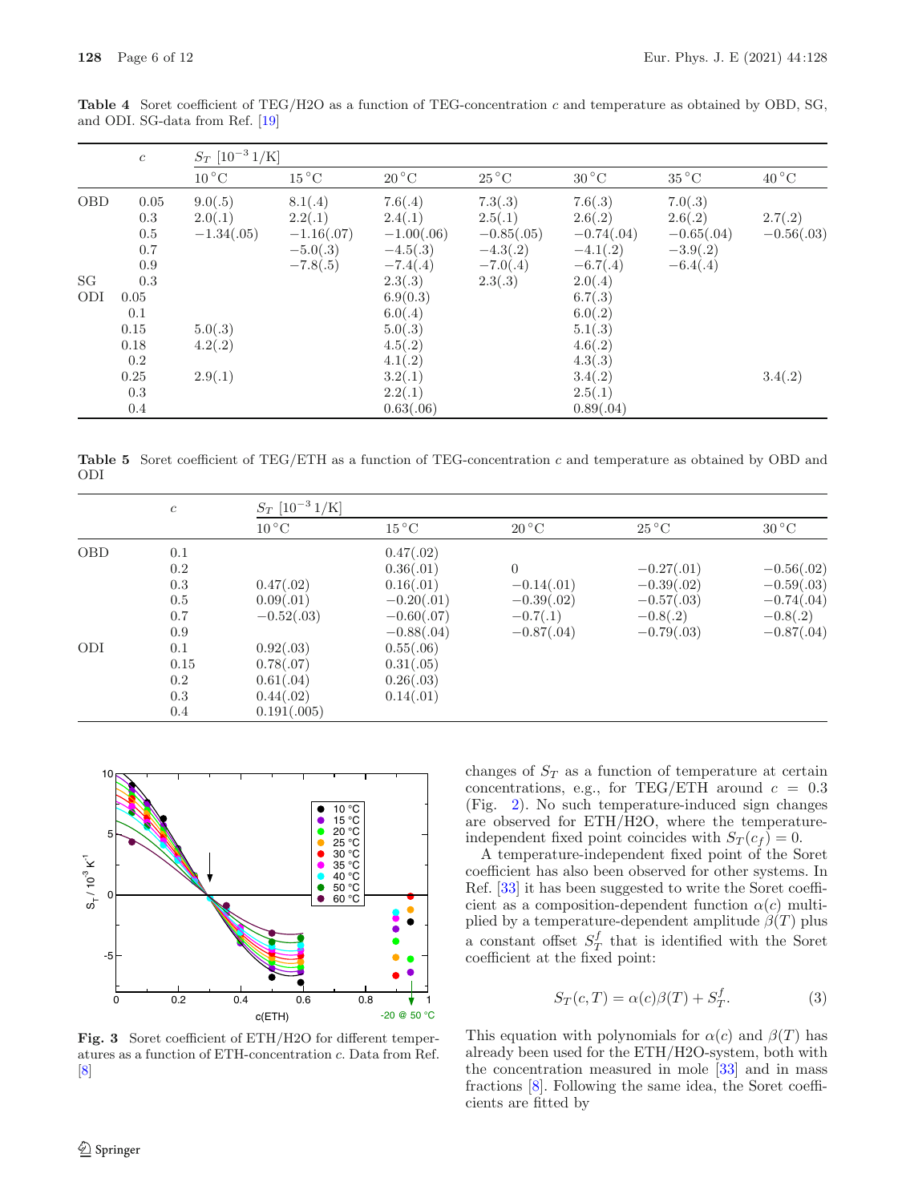**Table 4** Soret coefficient of TEG/H2O as a function of TEG-concentration $c$ and temperature as obtained by OBD, SG, and ODI. SG-data from Ref. [19]

| | $c$ | $S_T$ $[10^{-3}\,1/\text{K}]$ | | | | | | |
|---|---|---|---|---|---|---|---|---|
| | | $10\,^\circ$C | $15\,^\circ$C | $20\,^\circ$C | $25\,^\circ$C | $30\,^\circ$C | $35\,^\circ$C | $40\,^\circ$C |
| OBD | 0.05 | 9.0(.5) | 8.1(.4) | 7.6(.4) | 7.3(.3) | 7.6(.3) | 7.0(.3) | |
| | 0.3 | 2.0(.1) | 2.2(.1) | 2.4(.1) | 2.5(.1) | 2.6(.2) | 2.6(.2) | 2.7(.2) |
| | 0.5 | −1.34(.05) | −1.16(.07) | −1.00(.06) | −0.85(.05) | −0.74(.04) | −0.65(.04) | −0.56(.03) |
| | 0.7 | | −5.0(.3) | −4.5(.3) | −4.3(.2) | −4.1(.2) | −3.9(.2) | |
| | 0.9 | | −7.8(.5) | −7.4(.4) | −7.0(.4) | −6.7(.4) | −6.4(.4) | |
| SG | 0.3 | | | 2.3(.3) | 2.3(.3) | 2.0(.4) | | |
| ODI | 0.05 | | | 6.9(0.3) | | 6.7(.3) | | |
| | 0.1 | | | 6.0(.4) | | 6.0(.2) | | |
| | 0.15 | 5.0(.3) | | 5.0(.3) | | 5.1(.3) | | |
| | 0.18 | 4.2(.2) | | 4.5(.2) | | 4.6(.2) | | |
| | 0.2 | | | 4.1(.2) | | 4.3(.3) | | |
| | 0.25 | 2.9(.1) | | 3.2(.1) | | 3.4(.2) | | 3.4(.2) |
| | 0.3 | | | 2.2(.1) | | 2.5(.1) | | |
| | 0.4 | | | 0.63(.06) | | 0.89(.04) | | |

**Table 5** Soret coefficient of TEG/ETH as a function of TEG-concentration $c$ and temperature as obtained by OBD and ODI

| | $c$ | $S_T$ $[10^{-3}\,1/\text{K}]$ | | | | |
|---|---|---|---|---|---|---|
| | | $10\,^\circ$C | $15\,^\circ$C | $20\,^\circ$C | $25\,^\circ$C | $30\,^\circ$C |
| OBD | 0.1 | | 0.47(.02) | | | |
| | 0.2 | | 0.36(.01) | 0 | −0.27(.01) | −0.56(.02) |
| | 0.3 | 0.47(.02) | 0.16(.01) | −0.14(.01) | −0.39(.02) | −0.59(.03) |
| | 0.5 | 0.09(.01) | −0.20(.01) | −0.39(.02) | −0.57(.03) | −0.74(.04) |
| | 0.7 | −0.52(.03) | −0.60(.07) | −0.7(.1) | −0.8(.2) | −0.8(.2) |
| | 0.9 | | −0.88(.04) | −0.87(.04) | −0.79(.03) | −0.87(.04) |
| ODI | 0.1 | 0.92(.03) | 0.55(.06) | | | |
| | 0.15 | 0.78(.07) | 0.31(.05) | | | |
| | 0.2 | 0.61(.04) | 0.26(.03) | | | |
| | 0.3 | 0.44(.02) | 0.14(.01) | | | |
| | 0.4 | 0.191(.005) | | | | |

**Fig. 3** Soret coefficient of ETH/H2O for different temperatures as a function of ETH-concentration $c$. Data from Ref. [8]

changes of $S_T$ as a function of temperature at certain concentrations, e.g., for TEG/ETH around $c = 0.3$ (Fig. 2). No such temperature-induced sign changes are observed for ETH/H2O, where the temperature-independent fixed point coincides with $S_T(c_f) = 0$.

A temperature-independent fixed point of the Soret coefficient has also been observed for other systems. In Ref. [33] it has been suggested to write the Soret coefficient as a composition-dependent function $\alpha(c)$ multiplied by a temperature-dependent amplitude $\beta(T)$ plus a constant offset $S_T^f$ that is identified with the Soret coefficient at the fixed point:

$$S_T(c,T) = \alpha(c)\beta(T) + S_T^f. \tag{3}$$

This equation with polynomials for $\alpha(c)$ and $\beta(T)$ has already been used for the ETH/H2O-system, both with the concentration measured in mole [33] and in mass fractions [8]. Following the same idea, the Soret coefficients are fitted by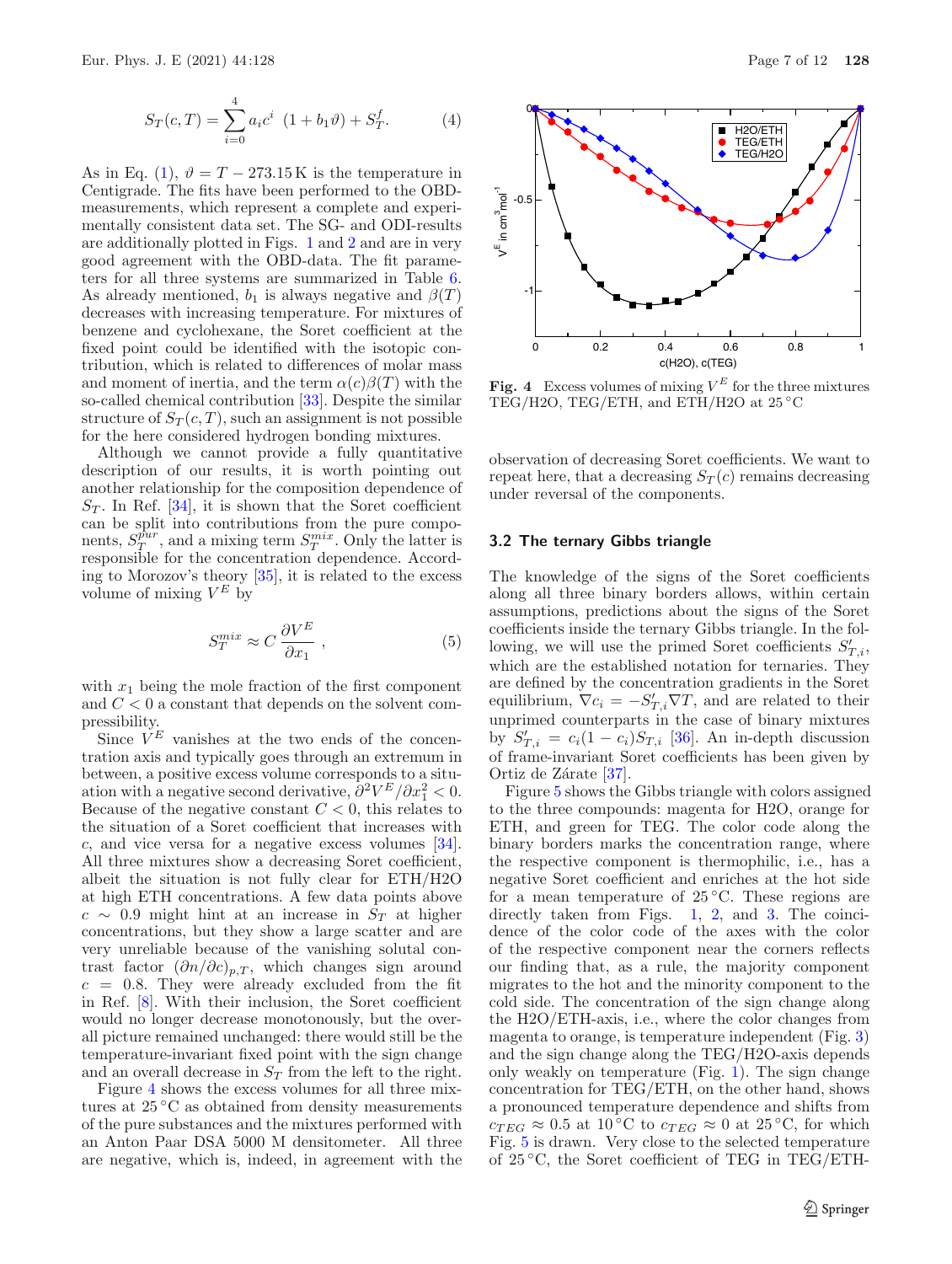$$S_T(c,T) = \sum_{i=0}^{4} a_i c^i \ (1 + b_1 \vartheta) + S_T^f. \tag{4}$$

As in Eq. (1), $\vartheta = T - 273.15\,\mathrm{K}$ is the temperature in Centigrade. The fits have been performed to the OBD-measurements, which represent a complete and experimentally consistent data set. The SG- and ODI-results are additionally plotted in Figs. 1 and 2 and are in very good agreement with the OBD-data. The fit parameters for all three systems are summarized in Table 6. As already mentioned, $b_1$ is always negative and $\beta(T)$ decreases with increasing temperature. For mixtures of benzene and cyclohexane, the Soret coefficient at the fixed point could be identified with the isotopic contribution, which is related to differences of molar mass and moment of inertia, and the term $\alpha(c)\beta(T)$ with the so-called chemical contribution [33]. Despite the similar structure of $S_T(c,T)$, such an assignment is not possible for the here considered hydrogen bonding mixtures.

Although we cannot provide a fully quantitative description of our results, it is worth pointing out another relationship for the composition dependence of $S_T$. In Ref. [34], it is shown that the Soret coefficient can be split into contributions from the pure components, $S_T^{pur}$, and a mixing term $S_T^{mix}$. Only the latter is responsible for the concentration dependence. According to Morozov's theory [35], it is related to the excess volume of mixing $V^E$ by

$$S_T^{mix} \approx C\,\frac{\partial V^E}{\partial x_1}\ , \tag{5}$$

with $x_1$ being the mole fraction of the first component and $C < 0$ a constant that depends on the solvent compressibility.

Since $V^E$ vanishes at the two ends of the concentration axis and typically goes through an extremum in between, a positive excess volume corresponds to a situation with a negative second derivative, $\partial^2 V^E/\partial x_1^2 < 0$. Because of the negative constant $C < 0$, this relates to the situation of a Soret coefficient that increases with $c$, and vice versa for a negative excess volumes [34]. All three mixtures show a decreasing Soret coefficient, albeit the situation is not fully clear for ETH/H2O at high ETH concentrations. A few data points above $c \sim 0.9$ might hint at an increase in $S_T$ at higher concentrations, but they show a large scatter and are very unreliable because of the vanishing solutal contrast factor $(\partial n/\partial c)_{p,T}$, which changes sign around $c = 0.8$. They were already excluded from the fit in Ref. [8]. With their inclusion, the Soret coefficient would no longer decrease monotonously, but the overall picture remained unchanged: there would still be the temperature-invariant fixed point with the sign change and an overall decrease in $S_T$ from the left to the right.

Figure 4 shows the excess volumes for all three mixtures at 25 °C as obtained from density measurements of the pure substances and the mixtures performed with an Anton Paar DSA 5000 M densitometer. All three are negative, which is, indeed, in agreement with the observation of decreasing Soret coefficients. We want to repeat here, that a decreasing $S_T(c)$ remains decreasing under reversal of the components.

**Fig. 4** Excess volumes of mixing $V^E$ for the three mixtures TEG/H2O, TEG/ETH, and ETH/H2O at 25 °C

### 3.2 The ternary Gibbs triangle

The knowledge of the signs of the Soret coefficients along all three binary borders allows, within certain assumptions, predictions about the signs of the Soret coefficients inside the ternary Gibbs triangle. In the following, we will use the primed Soret coefficients $S'_{T,i}$, which are the established notation for ternaries. They are defined by the concentration gradients in the Soret equilibrium, $\nabla c_i = -S'_{T,i}\nabla T$, and are related to their unprimed counterparts in the case of binary mixtures by $S'_{T,i} = c_i(1-c_i)S_{T,i}$ [36]. An in-depth discussion of frame-invariant Soret coefficients has been given by Ortiz de Zárate [37].

Figure 5 shows the Gibbs triangle with colors assigned to the three compounds: magenta for H2O, orange for ETH, and green for TEG. The color code along the binary borders marks the concentration range, where the respective component is thermophilic, i.e., has a negative Soret coefficient and enriches at the hot side for a mean temperature of 25 °C. These regions are directly taken from Figs. 1, 2, and 3. The coincidence of the color code of the axes with the color of the respective component near the corners reflects our finding that, as a rule, the majority component migrates to the hot and the minority component to the cold side. The concentration of the sign change along the H2O/ETH-axis, i.e., where the color changes from magenta to orange, is temperature independent (Fig. 3) and the sign change along the TEG/H2O-axis depends only weakly on temperature (Fig. 1). The sign change concentration for TEG/ETH, on the other hand, shows a pronounced temperature dependence and shifts from $c_{TEG} \approx 0.5$ at 10 °C to $c_{TEG} \approx 0$ at 25 °C, for which Fig. 5 is drawn. Very close to the selected temperature of 25 °C, the Soret coefficient of TEG in TEG/ETH-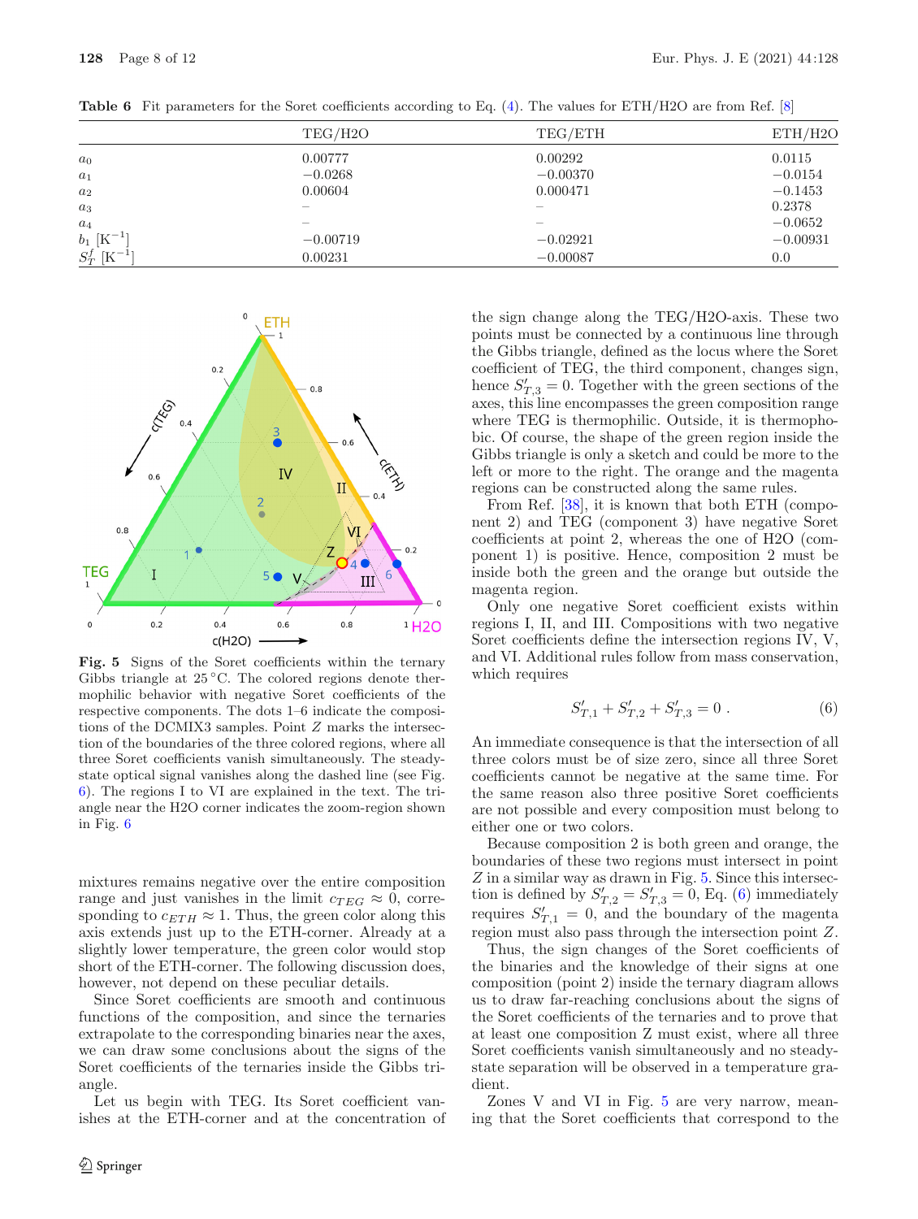**Table 6** Fit parameters for the Soret coefficients according to Eq. (4). The values for ETH/H2O are from Ref. [8]

| | TEG/H2O | TEG/ETH | ETH/H2O |
|---|---|---|---|
| $a_0$ | 0.00777 | 0.00292 | 0.0115 |
| $a_1$ | −0.0268 | −0.00370 | −0.0154 |
| $a_2$ | 0.00604 | 0.000471 | −0.1453 |
| $a_3$ | – | – | 0.2378 |
| $a_4$ | – | – | −0.0652 |
| $b_1$ [K$^{-1}$] | −0.00719 | −0.02921 | −0.00931 |
| $S_T^f$ [K$^{-1}$] | 0.00231 | −0.00087 | 0.0 |

**Fig. 5** Signs of the Soret coefficients within the ternary Gibbs triangle at 25 °C. The colored regions denote thermophilic behavior with negative Soret coefficients of the respective components. The dots 1–6 indicate the compositions of the DCMIX3 samples. Point $Z$ marks the intersection of the boundaries of the three colored regions, where all three Soret coefficients vanish simultaneously. The steady-state optical signal vanishes along the dashed line (see Fig. 6). The regions I to VI are explained in the text. The triangle near the H2O corner indicates the zoom-region shown in Fig. 6

mixtures remains negative over the entire composition range and just vanishes in the limit $c_{TEG} \approx 0$, corresponding to $c_{ETH} \approx 1$. Thus, the green color along this axis extends just up to the ETH-corner. Already at a slightly lower temperature, the green color would stop short of the ETH-corner. The following discussion does, however, not depend on these peculiar details.

Since Soret coefficients are smooth and continuous functions of the composition, and since the ternaries extrapolate to the corresponding binaries near the axes, we can draw some conclusions about the signs of the Soret coefficients of the ternaries inside the Gibbs triangle.

Let us begin with TEG. Its Soret coefficient vanishes at the ETH-corner and at the concentration of the sign change along the TEG/H2O-axis. These two points must be connected by a continuous line through the Gibbs triangle, defined as the locus where the Soret coefficient of TEG, the third component, changes sign, hence $S'_{T,3} = 0$. Together with the green sections of the axes, this line encompasses the green composition range where TEG is thermophilic. Outside, it is thermophobic. Of course, the shape of the green region inside the Gibbs triangle is only a sketch and could be more to the left or more to the right. The orange and the magenta regions can be constructed along the same rules.

From Ref. [38], it is known that both ETH (component 2) and TEG (component 3) have negative Soret coefficients at point 2, whereas the one of H2O (component 1) is positive. Hence, composition 2 must be inside both the green and the orange but outside the magenta region.

Only one negative Soret coefficient exists within regions I, II, and III. Compositions with two negative Soret coefficients define the intersection regions IV, V, and VI. Additional rules follow from mass conservation, which requires

$$S'_{T,1} + S'_{T,2} + S'_{T,3} = 0\ . \tag{6}$$

An immediate consequence is that the intersection of all three colors must be of size zero, since all three Soret coefficients cannot be negative at the same time. For the same reason also three positive Soret coefficients are not possible and every composition must belong to either one or two colors.

Because composition 2 is both green and orange, the boundaries of these two regions must intersect in point $Z$ in a similar way as drawn in Fig. 5. Since this intersection is defined by $S'_{T,2} = S'_{T,3} = 0$, Eq. (6) immediately requires $S'_{T,1} = 0$, and the boundary of the magenta region must also pass through the intersection point $Z$.

Thus, the sign changes of the Soret coefficients of the binaries and the knowledge of their signs at one composition (point 2) inside the ternary diagram allows us to draw far-reaching conclusions about the signs of the Soret coefficients of the ternaries and to prove that at least one composition Z must exist, where all three Soret coefficients vanish simultaneously and no steady-state separation will be observed in a temperature gradient.

Zones V and VI in Fig. 5 are very narrow, meaning that the Soret coefficients that correspond to the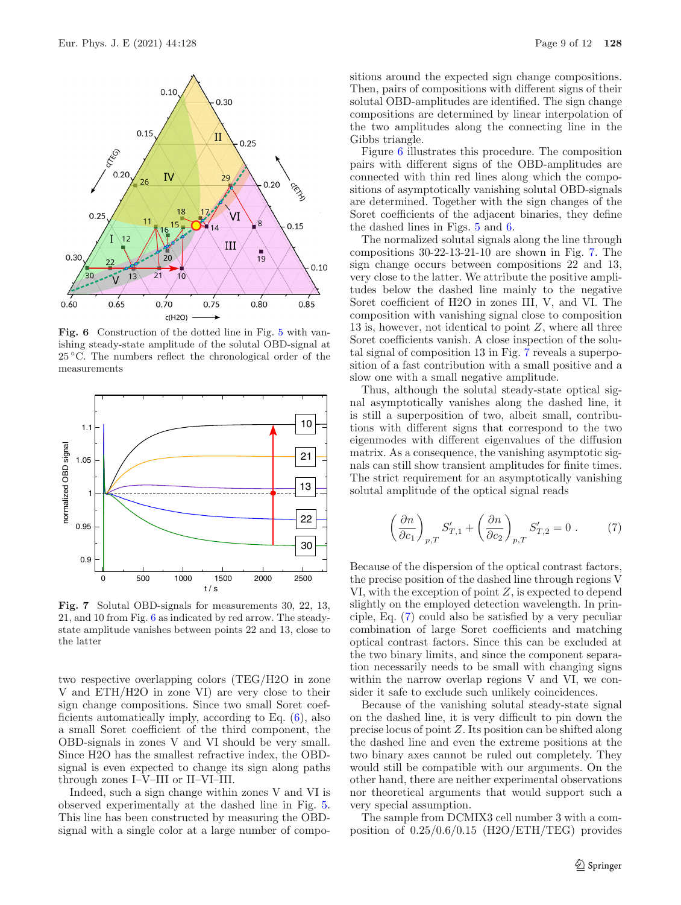Fig. 6 Construction of the dotted line in Fig. 5 with vanishing steady-state amplitude of the solutal OBD-signal at 25 °C. The numbers reflect the chronological order of the measurements

Fig. 7 Solutal OBD-signals for measurements 30, 22, 13, 21, and 10 from Fig. 6 as indicated by red arrow. The steady-state amplitude vanishes between points 22 and 13, close to the latter

two respective overlapping colors (TEG/H2O in zone V and ETH/H2O in zone VI) are very close to their sign change compositions. Since two small Soret coefficients automatically imply, according to Eq. (6), also a small Soret coefficient of the third component, the OBD-signals in zones V and VI should be very small. Since H2O has the smallest refractive index, the OBD-signal is even expected to change its sign along paths through zones I–V–III or II–VI–III.

Indeed, such a sign change within zones V and VI is observed experimentally at the dashed line in Fig. 5. This line has been constructed by measuring the OBD-signal with a single color at a large number of compositions around the expected sign change compositions. Then, pairs of compositions with different signs of their solutal OBD-amplitudes are identified. The sign change compositions are determined by linear interpolation of the two amplitudes along the connecting line in the Gibbs triangle.

Figure 6 illustrates this procedure. The composition pairs with different signs of the OBD-amplitudes are connected with thin red lines along which the compositions of asymptotically vanishing solutal OBD-signals are determined. Together with the sign changes of the Soret coefficients of the adjacent binaries, they define the dashed lines in Figs. 5 and 6.

The normalized solutal signals along the line through compositions 30-22-13-21-10 are shown in Fig. 7. The sign change occurs between compositions 22 and 13, very close to the latter. We attribute the positive amplitudes below the dashed line mainly to the negative Soret coefficient of H2O in zones III, V, and VI. The composition with vanishing signal close to composition 13 is, however, not identical to point $Z$, where all three Soret coefficients vanish. A close inspection of the solutal signal of composition 13 in Fig. 7 reveals a superposition of a fast contribution with a small positive and a slow one with a small negative amplitude.

Thus, although the solutal steady-state optical signal asymptotically vanishes along the dashed line, it is still a superposition of two, albeit small, contributions with different signs that correspond to the two eigenmodes with different eigenvalues of the diffusion matrix. As a consequence, the vanishing asymptotic signals can still show transient amplitudes for finite times. The strict requirement for an asymptotically vanishing solutal amplitude of the optical signal reads

$$\left(\frac{\partial n}{\partial c_1}\right)_{p,T} S'_{T,1} + \left(\frac{\partial n}{\partial c_2}\right)_{p,T} S'_{T,2} = 0\,. \qquad (7)$$

Because of the dispersion of the optical contrast factors, the precise position of the dashed line through regions V VI, with the exception of point $Z$, is expected to depend slightly on the employed detection wavelength. In principle, Eq. (7) could also be satisfied by a very peculiar combination of large Soret coefficients and matching optical contrast factors. Since this can be excluded at the two binary limits, and since the component separation necessarily needs to be small with changing signs within the narrow overlap regions V and VI, we consider it safe to exclude such unlikely coincidences.

Because of the vanishing solutal steady-state signal on the dashed line, it is very difficult to pin down the precise locus of point $Z$. Its position can be shifted along the dashed line and even the extreme positions at the two binary axes cannot be ruled out completely. They would still be compatible with our arguments. On the other hand, there are neither experimental observations nor theoretical arguments that would support such a very special assumption.

The sample from DCMIX3 cell number 3 with a composition of 0.25/0.6/0.15 (H2O/ETH/TEG) provides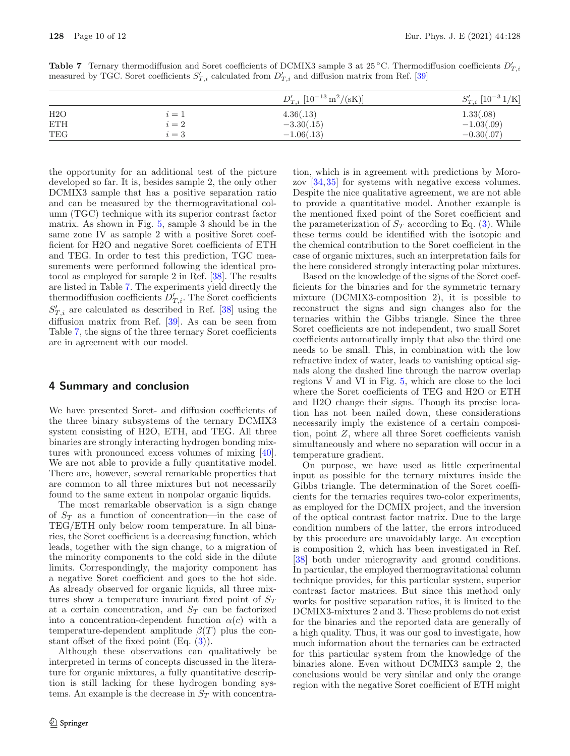**Table 7** Ternary thermodiffusion and Soret coefficients of DCMIX3 sample 3 at 25 °C. Thermodiffusion coefficients $D'_{T,i}$ measured by TGC. Soret coefficients $S'_{T,i}$ calculated from $D'_{T,i}$ and diffusion matrix from Ref. [39]

| | | $D'_{T,i}$ [$10^{-13}\,\mathrm{m^2/(sK)}$] | $S'_{T,i}$ [$10^{-3}\,1/\mathrm{K}$] |
|---|---|---|---|
| H2O | $i = 1$ | 4.36(.13) | 1.33(.08) |
| ETH | $i = 2$ | −3.30(.15) | −1.03(.09) |
| TEG | $i = 3$ | −1.06(.13) | −0.30(.07) |

the opportunity for an additional test of the picture developed so far. It is, besides sample 2, the only other DCMIX3 sample that has a positive separation ratio and can be measured by the thermogravitational column (TGC) technique with its superior contrast factor matrix. As shown in Fig. 5, sample 3 should be in the same zone IV as sample 2 with a positive Soret coefficient for H2O and negative Soret coefficients of ETH and TEG. In order to test this prediction, TGC measurements were performed following the identical protocol as employed for sample 2 in Ref. [38]. The results are listed in Table 7. The experiments yield directly the thermodiffusion coefficients $D'_{T,i}$. The Soret coefficients $S'_{T,i}$ are calculated as described in Ref. [38] using the diffusion matrix from Ref. [39]. As can be seen from Table 7, the signs of the three ternary Soret coefficients are in agreement with our model.

## 4 Summary and conclusion

We have presented Soret- and diffusion coefficients of the three binary subsystems of the ternary DCMIX3 system consisting of H2O, ETH, and TEG. All three binaries are strongly interacting hydrogen bonding mixtures with pronounced excess volumes of mixing [40]. We are not able to provide a fully quantitative model. There are, however, several remarkable properties that are common to all three mixtures but not necessarily found to the same extent in nonpolar organic liquids.

The most remarkable observation is a sign change of $S_T$ as a function of concentration—in the case of TEG/ETH only below room temperature. In all binaries, the Soret coefficient is a decreasing function, which leads, together with the sign change, to a migration of the minority components to the cold side in the dilute limits. Correspondingly, the majority component has a negative Soret coefficient and goes to the hot side. As already observed for organic liquids, all three mixtures show a temperature invariant fixed point of $S_T$ at a certain concentration, and $S_T$ can be factorized into a concentration-dependent function $\alpha(c)$ with a temperature-dependent amplitude $\beta(T)$ plus the constant offset of the fixed point (Eq. (3)).

Although these observations can qualitatively be interpreted in terms of concepts discussed in the literature for organic mixtures, a fully quantitative description is still lacking for these hydrogen bonding systems. An example is the decrease in $S_T$ with concentration, which is in agreement with predictions by Morozov [34,35] for systems with negative excess volumes. Despite the nice qualitative agreement, we are not able to provide a quantitative model. Another example is the mentioned fixed point of the Soret coefficient and the parameterization of $S_T$ according to Eq. (3). While these terms could be identified with the isotopic and the chemical contribution to the Soret coefficient in the case of organic mixtures, such an interpretation fails for the here considered strongly interacting polar mixtures.

Based on the knowledge of the signs of the Soret coefficients for the binaries and for the symmetric ternary mixture (DCMIX3-composition 2), it is possible to reconstruct the signs and sign changes also for the ternaries within the Gibbs triangle. Since the three Soret coefficients are not independent, two small Soret coefficients automatically imply that also the third one needs to be small. This, in combination with the low refractive index of water, leads to vanishing optical signals along the dashed line through the narrow overlap regions V and VI in Fig. 5, which are close to the loci where the Soret coefficients of TEG and H2O or ETH and H2O change their signs. Though its precise location has not been nailed down, these considerations necessarily imply the existence of a certain composition, point $Z$, where all three Soret coefficients vanish simultaneously and where no separation will occur in a temperature gradient.

On purpose, we have used as little experimental input as possible for the ternary mixtures inside the Gibbs triangle. The determination of the Soret coefficients for the ternaries requires two-color experiments, as employed for the DCMIX project, and the inversion of the optical contrast factor matrix. Due to the large condition numbers of the latter, the errors introduced by this procedure are unavoidably large. An exception is composition 2, which has been investigated in Ref. [38] both under microgravity and ground conditions. In particular, the employed thermogravitational column technique provides, for this particular system, superior contrast factor matrices. But since this method only works for positive separation ratios, it is limited to the DCMIX3-mixtures 2 and 3. These problems do not exist for the binaries and the reported data are generally of a high quality. Thus, it was our goal to investigate, how much information about the ternaries can be extracted for this particular system from the knowledge of the binaries alone. Even without DCMIX3 sample 2, the conclusions would be very similar and only the orange region with the negative Soret coefficient of ETH might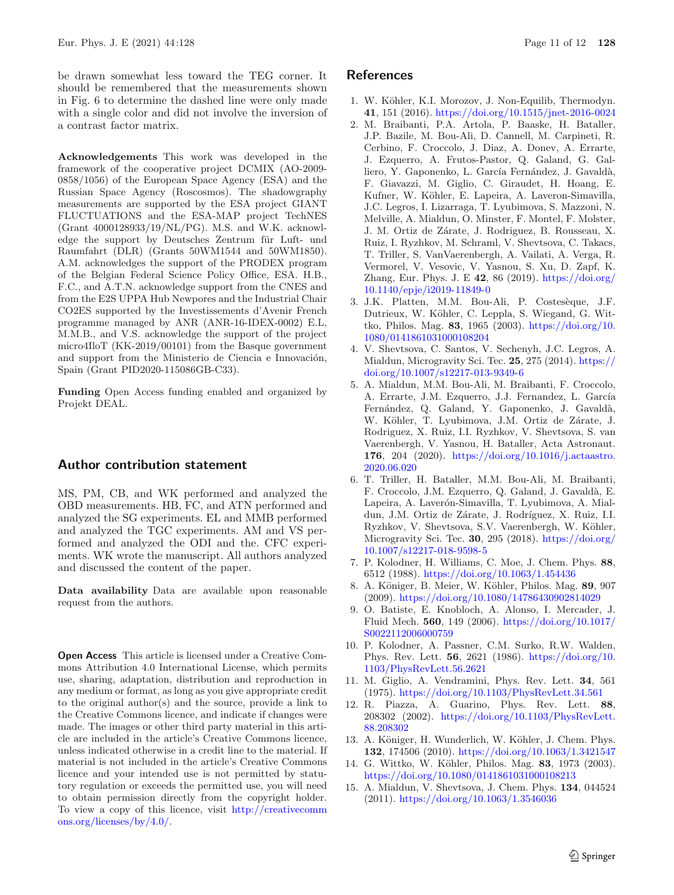be drawn somewhat less toward the TEG corner. It should be remembered that the measurements shown in Fig. 6 to determine the dashed line were only made with a single color and did not involve the inversion of a contrast factor matrix.

**Acknowledgements** This work was developed in the framework of the cooperative project DCMIX (AO-2009-0858/1056) of the European Space Agency (ESA) and the Russian Space Agency (Roscosmos). The shadowgraphy measurements are supported by the ESA project GIANT FLUCTUATIONS and the ESA-MAP project TechNES (Grant 4000128933/19/NL/PG). M.S. and W.K. acknowledge the support by Deutsches Zentrum für Luft- und Raumfahrt (DLR) (Grants 50WM1544 and 50WM1850). A.M. acknowledges the support of the PRODEX program of the Belgian Federal Science Policy Office, ESA. H.B., F.C., and A.T.N. acknowledge support from the CNES and from the E2S UPPA Hub Newpores and the Industrial Chair CO2ES supported by the Investissements d'Avenir French programme managed by ANR (ANR-16-IDEX-0002) E.L, M.M.B., and V.S. acknowledge the support of the project micro4IloT (KK-2019/00101) from the Basque government and support from the Ministerio de Ciencia e Innovación, Spain (Grant PID2020-115086GB-C33).

**Funding** Open Access funding enabled and organized by Projekt DEAL.

## Author contribution statement

MS, PM, CB, and WK performed and analyzed the OBD measurements. HB, FC, and ATN performed and analyzed the SG experiments. EL and MMB performed and analyzed the TGC experiments. AM and VS performed and analyzed the ODI and the. CFC experiments. WK wrote the manuscript. All authors analyzed and discussed the content of the paper.

**Data availability** Data are available upon reasonable request from the authors.

**Open Access** This article is licensed under a Creative Commons Attribution 4.0 International License, which permits use, sharing, adaptation, distribution and reproduction in any medium or format, as long as you give appropriate credit to the original author(s) and the source, provide a link to the Creative Commons licence, and indicate if changes were made. The images or other third party material in this article are included in the article's Creative Commons licence, unless indicated otherwise in a credit line to the material. If material is not included in the article's Creative Commons licence and your intended use is not permitted by statutory regulation or exceeds the permitted use, you will need to obtain permission directly from the copyright holder. To view a copy of this licence, visit http://creativecommons.org/licenses/by/4.0/.

## References

1. W. Köhler, K.I. Morozov, J. Non-Equilib, Thermodyn. **41**, 151 (2016). https://doi.org/10.1515/jnet-2016-0024
2. M. Braibanti, P.A. Artola, P. Baaske, H. Bataller, J.P. Bazile, M. Bou-Ali, D. Cannell, M. Carpineti, R. Cerbino, F. Croccolo, J. Diaz, A. Donev, A. Errarte, J. Ezquerro, A. Frutos-Pastor, Q. Galand, G. Galliero, Y. Gaponenko, L. García Fernández, J. Gavaldà, F. Giavazzi, M. Giglio, C. Giraudet, H. Hoang, E. Kufner, W. Köhler, E. Lapeira, A. Laveron-Simavilla, J.C. Legros, I. Lizarraga, T. Lyubimova, S. Mazzoni, N. Melville, A. Mialdun, O. Minster, F. Montel, F. Molster, J. M. Ortiz de Zárate, J. Rodriguez, B. Rousseau, X. Ruiz, I. Ryzhkov, M. Schraml, V. Shevtsova, C. Takacs, T. Triller, S. VanVaerenbergh, A. Vailati, A. Verga, R. Vermorel, V. Vesovic, V. Yasnou, S. Xu, D. Zapf, K. Zhang, Eur. Phys. J. E **42**, 86 (2019). https://doi.org/10.1140/epje/i2019-11849-0
3. J.K. Platten, M.M. Bou-Ali, P. Costesèque, J.F. Dutrieux, W. Köhler, C. Leppla, S. Wiegand, G. Wittko, Philos. Mag. **83**, 1965 (2003). https://doi.org/10.1080/0141861031000108204
4. V. Shevtsova, C. Santos, V. Sechenyh, J.C. Legros, A. Mialdun, Microgravity Sci. Tec. **25**, 275 (2014). https://doi.org/10.1007/s12217-013-9349-6
5. A. Mialdun, M.M. Bou-Ali, M. Braibanti, F. Croccolo, A. Errarte, J.M. Ezquerro, J.J. Fernandez, L. García Fernández, Q. Galand, Y. Gaponenko, J. Gavaldà, W. Köhler, T. Lyubimova, J.M. Ortiz de Zárate, J. Rodriguez, X. Ruiz, I.I. Ryzhkov, V. Shevtsova, S. van Vaerenbergh, V. Yasnou, H. Bataller, Acta Astronaut. **176**, 204 (2020). https://doi.org/10.1016/j.actaastro.2020.06.020
6. T. Triller, H. Bataller, M.M. Bou-Ali, M. Braibanti, F. Croccolo, J.M. Ezquerro, Q. Galand, J. Gavaldà, E. Lapeira, A. Laverón-Simavilla, T. Lyubimova, A. Mialdun, J.M. Ortiz de Zárate, J. Rodríguez, X. Ruiz, I.I. Ryzhkov, V. Shevtsova, S.V. Vaerenbergh, W. Köhler, Microgravity Sci. Tec. **30**, 295 (2018). https://doi.org/10.1007/s12217-018-9598-5
7. P. Kolodner, H. Williams, C. Moe, J. Chem. Phys. **88**, 6512 (1988). https://doi.org/10.1063/1.454436
8. A. Königer, B. Meier, W. Köhler, Philos. Mag. **89**, 907 (2009). https://doi.org/10.1080/14786430902814029
9. O. Batiste, E. Knobloch, A. Alonso, I. Mercader, J. Fluid Mech. **560**, 149 (2006). https://doi.org/10.1017/S0022112006000759
10. P. Kolodner, A. Passner, C.M. Surko, R.W. Walden, Phys. Rev. Lett. **56**, 2621 (1986). https://doi.org/10.1103/PhysRevLett.56.2621
11. M. Giglio, A. Vendramini, Phys. Rev. Lett. **34**, 561 (1975). https://doi.org/10.1103/PhysRevLett.34.561
12. R. Piazza, A. Guarino, Phys. Rev. Lett. **88**, 208302 (2002). https://doi.org/10.1103/PhysRevLett.88.208302
13. A. Königer, H. Wunderlich, W. Köhler, J. Chem. Phys. **132**, 174506 (2010). https://doi.org/10.1063/1.3421547
14. G. Wittko, W. Köhler, Philos. Mag. **83**, 1973 (2003). https://doi.org/10.1080/0141861031000108213
15. A. Mialdun, V. Shevtsova, J. Chem. Phys. **134**, 044524 (2011). https://doi.org/10.1063/1.3546036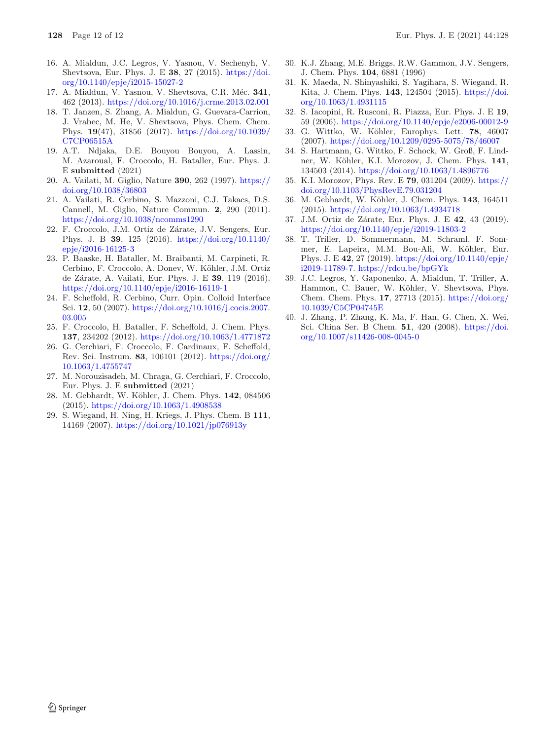16. A. Mialdun, J.C. Legros, V. Yasnou, V. Sechenyh, V. Shevtsova, Eur. Phys. J. E **38**, 27 (2015). https://doi.org/10.1140/epje/i2015-15027-2
17. A. Mialdun, V. Yasnou, V. Shevtsova, C.R. Méc. **341**, 462 (2013). https://doi.org/10.1016/j.crme.2013.02.001
18. T. Janzen, S. Zhang, A. Mialdun, G. Guevara-Carrion, J. Vrabec, M. He, V. Shevtsova, Phys. Chem. Chem. Phys. **19**(47), 31856 (2017). https://doi.org/10.1039/C7CP06515A
19. A.T. Ndjaka, D.E. Bouyou Bouyou, A. Lassin, M. Azaroual, F. Croccolo, H. Bataller, Eur. Phys. J. E **submitted** (2021)
20. A. Vailati, M. Giglio, Nature **390**, 262 (1997). https://doi.org/10.1038/36803
21. A. Vailati, R. Cerbino, S. Mazzoni, C.J. Takacs, D.S. Cannell, M. Giglio, Nature Commun. **2**, 290 (2011). https://doi.org/10.1038/ncomms1290
22. F. Croccolo, J.M. Ortiz de Zárate, J.V. Sengers, Eur. Phys. J. B **39**, 125 (2016). https://doi.org/10.1140/epje/i2016-16125-3
23. P. Baaske, H. Bataller, M. Braibanti, M. Carpineti, R. Cerbino, F. Croccolo, A. Donev, W. Köhler, J.M. Ortiz de Zárate, A. Vailati, Eur. Phys. J. E **39**, 119 (2016). https://doi.org/10.1140/epje/i2016-16119-1
24. F. Scheffold, R. Cerbino, Curr. Opin. Colloid Interface Sci. **12**, 50 (2007). https://doi.org/10.1016/j.cocis.2007.03.005
25. F. Croccolo, H. Bataller, F. Scheffold, J. Chem. Phys. **137**, 234202 (2012). https://doi.org/10.1063/1.4771872
26. G. Cerchiari, F. Croccolo, F. Cardinaux, F. Scheffold, Rev. Sci. Instrum. **83**, 106101 (2012). https://doi.org/10.1063/1.4755747
27. M. Norouzisadeh, M. Chraga, G. Cerchiari, F. Croccolo, Eur. Phys. J. E **submitted** (2021)
28. M. Gebhardt, W. Köhler, J. Chem. Phys. **142**, 084506 (2015). https://doi.org/10.1063/1.4908538
29. S. Wiegand, H. Ning, H. Kriegs, J. Phys. Chem. B **111**, 14169 (2007). https://doi.org/10.1021/jp076913y
30. K.J. Zhang, M.E. Briggs, R.W. Gammon, J.V. Sengers, J. Chem. Phys. **104**, 6881 (1996)
31. K. Maeda, N. Shinyashiki, S. Yagihara, S. Wiegand, R. Kita, J. Chem. Phys. **143**, 124504 (2015). https://doi.org/10.1063/1.4931115
32. S. Iacopini, R. Rusconi, R. Piazza, Eur. Phys. J. E **19**, 59 (2006). https://doi.org/10.1140/epje/e2006-00012-9
33. G. Wittko, W. Köhler, Europhys. Lett. **78**, 46007 (2007). https://doi.org/10.1209/0295-5075/78/46007
34. S. Hartmann, G. Wittko, F. Schock, W. Groß, F. Lindner, W. Köhler, K.I. Morozov, J. Chem. Phys. **141**, 134503 (2014). https://doi.org/10.1063/1.4896776
35. K.I. Morozov, Phys. Rev. E **79**, 031204 (2009). https://doi.org/10.1103/PhysRevE.79.031204
36. M. Gebhardt, W. Köhler, J. Chem. Phys. **143**, 164511 (2015). https://doi.org/10.1063/1.4934718
37. J.M. Ortiz de Zárate, Eur. Phys. J. E **42**, 43 (2019). https://doi.org/10.1140/epje/i2019-11803-2
38. T. Triller, D. Sommermann, M. Schraml, F. Sommer, E. Lapeira, M.M. Bou-Ali, W. Köhler, Eur. Phys. J. E **42**, 27 (2019). https://doi.org/10.1140/epje/i2019-11789-7. https://rdcu.be/bpGYk
39. J.C. Legros, Y. Gaponenko, A. Mialdun, T. Triller, A. Hammon, C. Bauer, W. Köhler, V. Shevtsova, Phys. Chem. Chem. Phys. **17**, 27713 (2015). https://doi.org/10.1039/C5CP04745E
40. J. Zhang, P. Zhang, K. Ma, F. Han, G. Chen, X. Wei, Sci. China Ser. B Chem. **51**, 420 (2008). https://doi.org/10.1007/s11426-008-0045-0